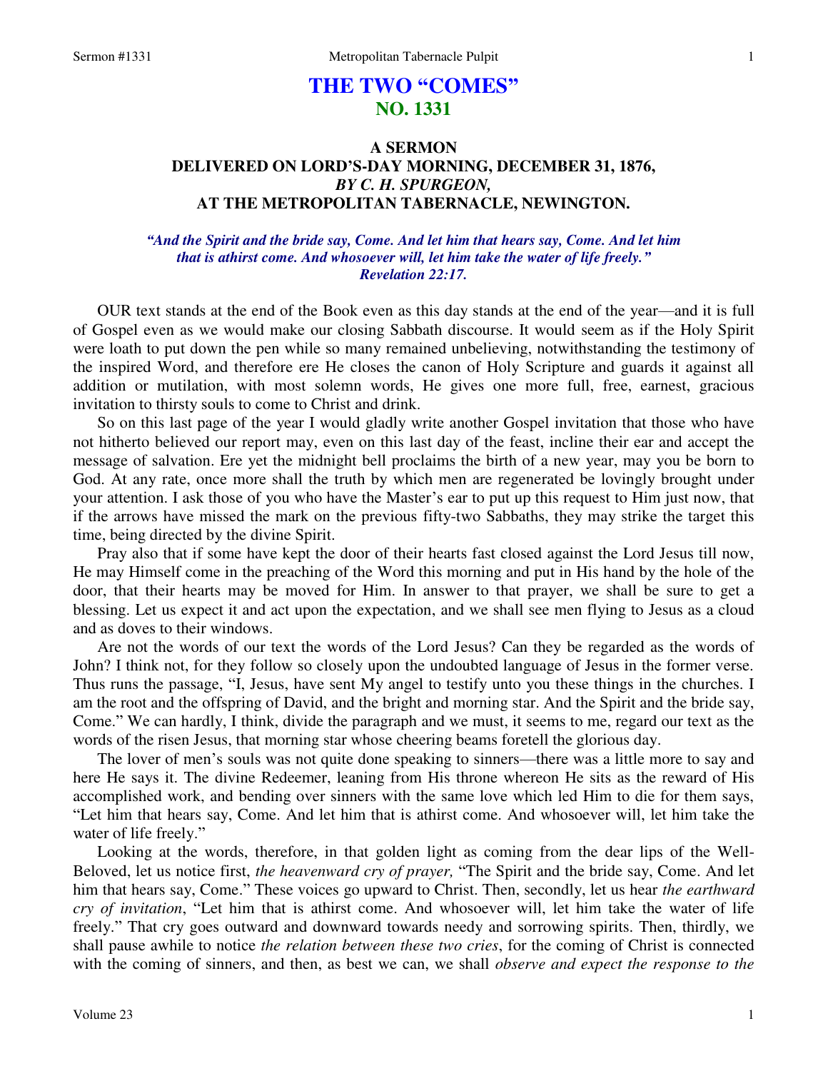# THE TWO "COMES"
## NO. 1331

### A SERMON
### DELIVERED ON LORD'S-DAY MORNING, DECEMBER 31, 1876,
### *BY C. H. SPURGEON,*
### AT THE METROPOLITAN TABERNACLE, NEWINGTON.

*"And the Spirit and the bride say, Come. And let him that hears say, Come. And let him that is athirst come. And whosoever will, let him take the water of life freely."*
*Revelation 22:17.*

OUR text stands at the end of the Book even as this day stands at the end of the year—and it is full of Gospel even as we would make our closing Sabbath discourse. It would seem as if the Holy Spirit were loath to put down the pen while so many remained unbelieving, notwithstanding the testimony of the inspired Word, and therefore ere He closes the canon of Holy Scripture and guards it against all addition or mutilation, with most solemn words, He gives one more full, free, earnest, gracious invitation to thirsty souls to come to Christ and drink.

So on this last page of the year I would gladly write another Gospel invitation that those who have not hitherto believed our report may, even on this last day of the feast, incline their ear and accept the message of salvation. Ere yet the midnight bell proclaims the birth of a new year, may you be born to God. At any rate, once more shall the truth by which men are regenerated be lovingly brought under your attention. I ask those of you who have the Master's ear to put up this request to Him just now, that if the arrows have missed the mark on the previous fifty-two Sabbaths, they may strike the target this time, being directed by the divine Spirit.

Pray also that if some have kept the door of their hearts fast closed against the Lord Jesus till now, He may Himself come in the preaching of the Word this morning and put in His hand by the hole of the door, that their hearts may be moved for Him. In answer to that prayer, we shall be sure to get a blessing. Let us expect it and act upon the expectation, and we shall see men flying to Jesus as a cloud and as doves to their windows.

Are not the words of our text the words of the Lord Jesus? Can they be regarded as the words of John? I think not, for they follow so closely upon the undoubted language of Jesus in the former verse. Thus runs the passage, "I, Jesus, have sent My angel to testify unto you these things in the churches. I am the root and the offspring of David, and the bright and morning star. And the Spirit and the bride say, Come." We can hardly, I think, divide the paragraph and we must, it seems to me, regard our text as the words of the risen Jesus, that morning star whose cheering beams foretell the glorious day.

The lover of men's souls was not quite done speaking to sinners—there was a little more to say and here He says it. The divine Redeemer, leaning from His throne whereon He sits as the reward of His accomplished work, and bending over sinners with the same love which led Him to die for them says, "Let him that hears say, Come. And let him that is athirst come. And whosoever will, let him take the water of life freely."

Looking at the words, therefore, in that golden light as coming from the dear lips of the Well-Beloved, let us notice first, *the heavenward cry of prayer,* "The Spirit and the bride say, Come. And let him that hears say, Come." These voices go upward to Christ. Then, secondly, let us hear *the earthward cry of invitation*, "Let him that is athirst come. And whosoever will, let him take the water of life freely." That cry goes outward and downward towards needy and sorrowing spirits. Then, thirdly, we shall pause awhile to notice *the relation between these two cries*, for the coming of Christ is connected with the coming of sinners, and then, as best we can, we shall *observe and expect the response to the*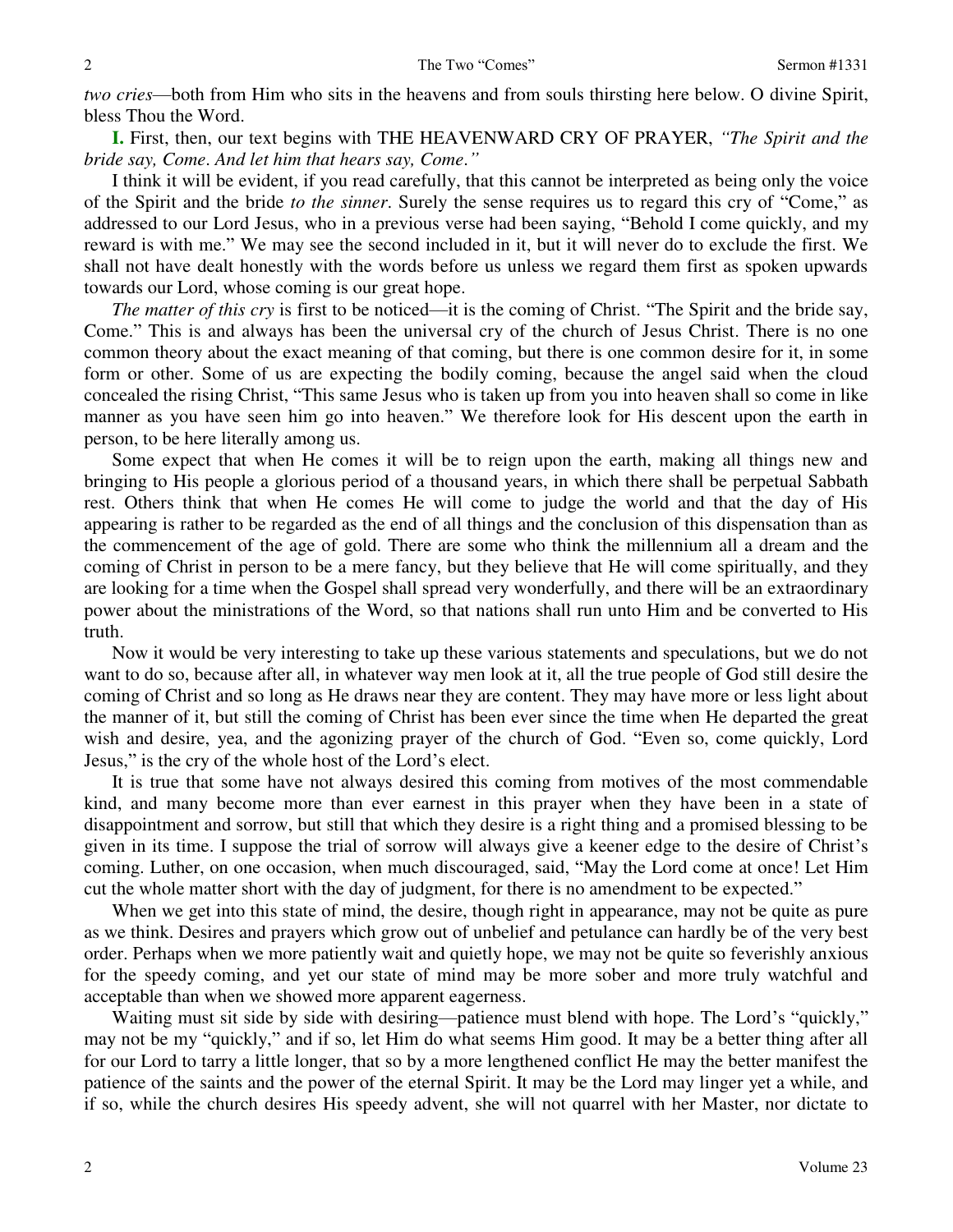*two cries*—both from Him who sits in the heavens and from souls thirsting here below. O divine Spirit, bless Thou the Word.

**I.** First, then, our text begins with THE HEAVENWARD CRY OF PRAYER, *"The Spirit and the bride say, Come. And let him that hears say, Come."*

I think it will be evident, if you read carefully, that this cannot be interpreted as being only the voice of the Spirit and the bride *to the sinner*. Surely the sense requires us to regard this cry of "Come," as addressed to our Lord Jesus, who in a previous verse had been saying, "Behold I come quickly, and my reward is with me." We may see the second included in it, but it will never do to exclude the first. We shall not have dealt honestly with the words before us unless we regard them first as spoken upwards towards our Lord, whose coming is our great hope.

*The matter of this cry* is first to be noticed—it is the coming of Christ. "The Spirit and the bride say, Come." This is and always has been the universal cry of the church of Jesus Christ. There is no one common theory about the exact meaning of that coming, but there is one common desire for it, in some form or other. Some of us are expecting the bodily coming, because the angel said when the cloud concealed the rising Christ, "This same Jesus who is taken up from you into heaven shall so come in like manner as you have seen him go into heaven." We therefore look for His descent upon the earth in person, to be here literally among us.

Some expect that when He comes it will be to reign upon the earth, making all things new and bringing to His people a glorious period of a thousand years, in which there shall be perpetual Sabbath rest. Others think that when He comes He will come to judge the world and that the day of His appearing is rather to be regarded as the end of all things and the conclusion of this dispensation than as the commencement of the age of gold. There are some who think the millennium all a dream and the coming of Christ in person to be a mere fancy, but they believe that He will come spiritually, and they are looking for a time when the Gospel shall spread very wonderfully, and there will be an extraordinary power about the ministrations of the Word, so that nations shall run unto Him and be converted to His truth.

Now it would be very interesting to take up these various statements and speculations, but we do not want to do so, because after all, in whatever way men look at it, all the true people of God still desire the coming of Christ and so long as He draws near they are content. They may have more or less light about the manner of it, but still the coming of Christ has been ever since the time when He departed the great wish and desire, yea, and the agonizing prayer of the church of God. "Even so, come quickly, Lord Jesus," is the cry of the whole host of the Lord's elect.

It is true that some have not always desired this coming from motives of the most commendable kind, and many become more than ever earnest in this prayer when they have been in a state of disappointment and sorrow, but still that which they desire is a right thing and a promised blessing to be given in its time. I suppose the trial of sorrow will always give a keener edge to the desire of Christ's coming. Luther, on one occasion, when much discouraged, said, "May the Lord come at once! Let Him cut the whole matter short with the day of judgment, for there is no amendment to be expected."

When we get into this state of mind, the desire, though right in appearance, may not be quite as pure as we think. Desires and prayers which grow out of unbelief and petulance can hardly be of the very best order. Perhaps when we more patiently wait and quietly hope, we may not be quite so feverishly anxious for the speedy coming, and yet our state of mind may be more sober and more truly watchful and acceptable than when we showed more apparent eagerness.

Waiting must sit side by side with desiring—patience must blend with hope. The Lord's "quickly," may not be my "quickly," and if so, let Him do what seems Him good. It may be a better thing after all for our Lord to tarry a little longer, that so by a more lengthened conflict He may the better manifest the patience of the saints and the power of the eternal Spirit. It may be the Lord may linger yet a while, and if so, while the church desires His speedy advent, she will not quarrel with her Master, nor dictate to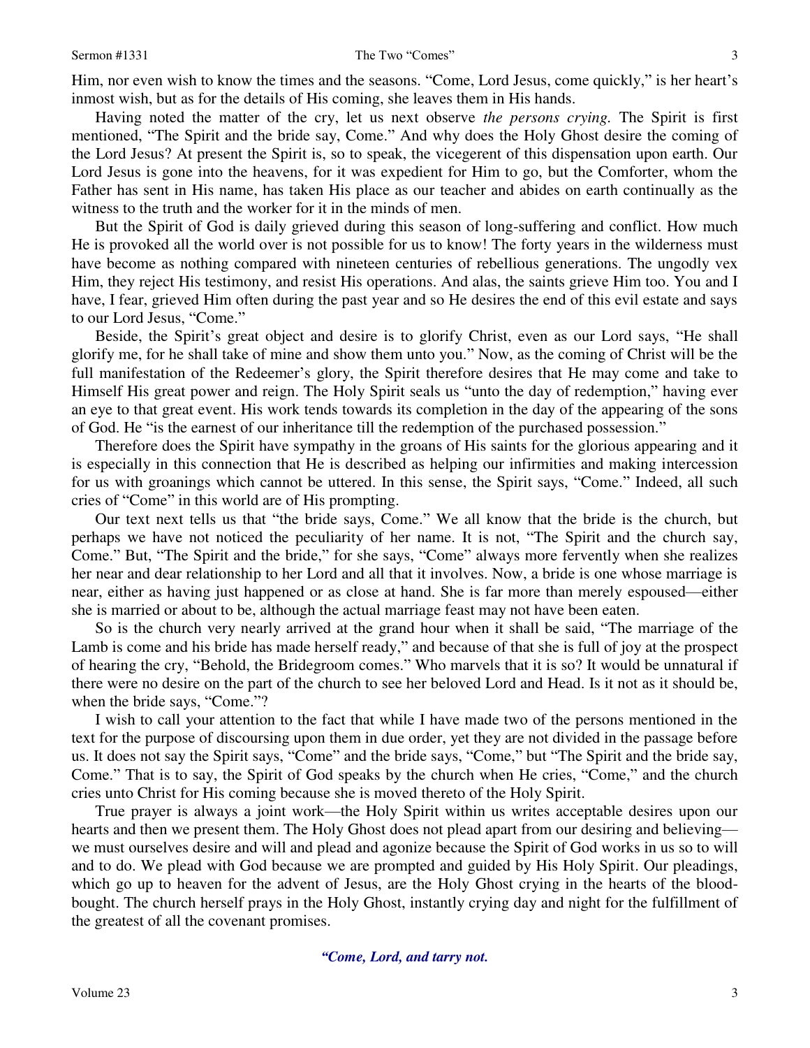Him, nor even wish to know the times and the seasons. "Come, Lord Jesus, come quickly," is her heart's inmost wish, but as for the details of His coming, she leaves them in His hands.

Having noted the matter of the cry, let us next observe *the persons crying*. The Spirit is first mentioned, "The Spirit and the bride say, Come." And why does the Holy Ghost desire the coming of the Lord Jesus? At present the Spirit is, so to speak, the vicegerent of this dispensation upon earth. Our Lord Jesus is gone into the heavens, for it was expedient for Him to go, but the Comforter, whom the Father has sent in His name, has taken His place as our teacher and abides on earth continually as the witness to the truth and the worker for it in the minds of men.

But the Spirit of God is daily grieved during this season of long-suffering and conflict. How much He is provoked all the world over is not possible for us to know! The forty years in the wilderness must have become as nothing compared with nineteen centuries of rebellious generations. The ungodly vex Him, they reject His testimony, and resist His operations. And alas, the saints grieve Him too. You and I have, I fear, grieved Him often during the past year and so He desires the end of this evil estate and says to our Lord Jesus, "Come."

Beside, the Spirit's great object and desire is to glorify Christ, even as our Lord says, "He shall glorify me, for he shall take of mine and show them unto you." Now, as the coming of Christ will be the full manifestation of the Redeemer's glory, the Spirit therefore desires that He may come and take to Himself His great power and reign. The Holy Spirit seals us "unto the day of redemption," having ever an eye to that great event. His work tends towards its completion in the day of the appearing of the sons of God. He "is the earnest of our inheritance till the redemption of the purchased possession."

Therefore does the Spirit have sympathy in the groans of His saints for the glorious appearing and it is especially in this connection that He is described as helping our infirmities and making intercession for us with groanings which cannot be uttered. In this sense, the Spirit says, "Come." Indeed, all such cries of "Come" in this world are of His prompting.

Our text next tells us that "the bride says, Come." We all know that the bride is the church, but perhaps we have not noticed the peculiarity of her name. It is not, "The Spirit and the church say, Come." But, "The Spirit and the bride," for she says, "Come" always more fervently when she realizes her near and dear relationship to her Lord and all that it involves. Now, a bride is one whose marriage is near, either as having just happened or as close at hand. She is far more than merely espoused—either she is married or about to be, although the actual marriage feast may not have been eaten.

So is the church very nearly arrived at the grand hour when it shall be said, "The marriage of the Lamb is come and his bride has made herself ready," and because of that she is full of joy at the prospect of hearing the cry, "Behold, the Bridegroom comes." Who marvels that it is so? It would be unnatural if there were no desire on the part of the church to see her beloved Lord and Head. Is it not as it should be, when the bride says, "Come."?

I wish to call your attention to the fact that while I have made two of the persons mentioned in the text for the purpose of discoursing upon them in due order, yet they are not divided in the passage before us. It does not say the Spirit says, "Come" and the bride says, "Come," but "The Spirit and the bride say, Come." That is to say, the Spirit of God speaks by the church when He cries, "Come," and the church cries unto Christ for His coming because she is moved thereto of the Holy Spirit.

True prayer is always a joint work—the Holy Spirit within us writes acceptable desires upon our hearts and then we present them. The Holy Ghost does not plead apart from our desiring and believing—we must ourselves desire and will and plead and agonize because the Spirit of God works in us so to will and to do. We plead with God because we are prompted and guided by His Holy Spirit. Our pleadings, which go up to heaven for the advent of Jesus, are the Holy Ghost crying in the hearts of the blood-bought. The church herself prays in the Holy Ghost, instantly crying day and night for the fulfillment of the greatest of all the covenant promises.

***"Come, Lord, and tarry not.***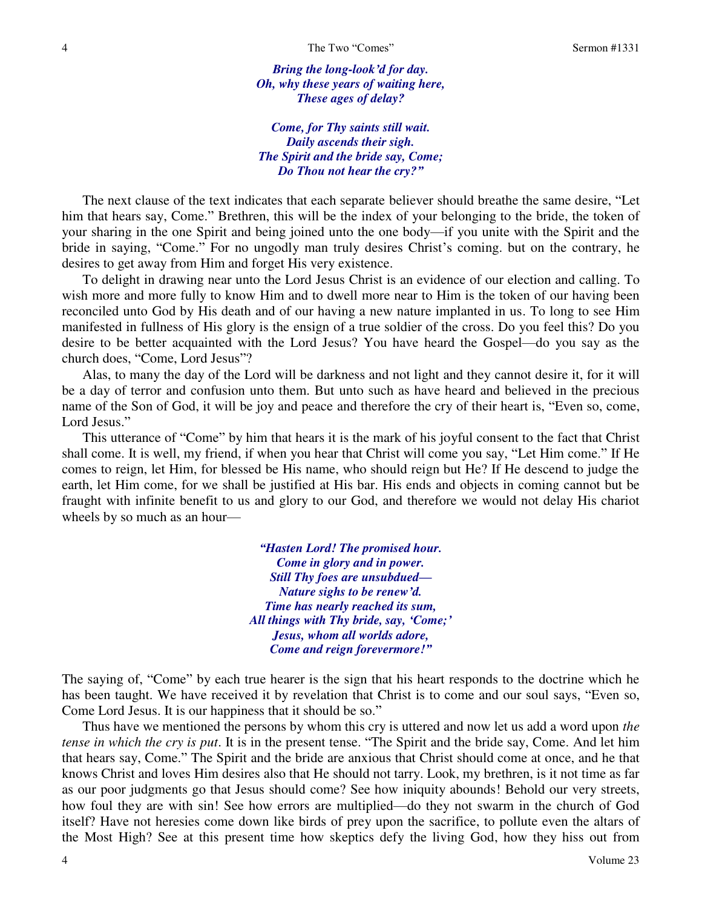*Bring the long-look'd for day.*
*Oh, why these years of waiting here,*
*These ages of delay?*

*Come, for Thy saints still wait.*
*Daily ascends their sigh.*
*The Spirit and the bride say, Come;*
*Do Thou not hear the cry?"*

The next clause of the text indicates that each separate believer should breathe the same desire, "Let him that hears say, Come." Brethren, this will be the index of your belonging to the bride, the token of your sharing in the one Spirit and being joined unto the one body—if you unite with the Spirit and the bride in saying, "Come." For no ungodly man truly desires Christ's coming. but on the contrary, he desires to get away from Him and forget His very existence.

To delight in drawing near unto the Lord Jesus Christ is an evidence of our election and calling. To wish more and more fully to know Him and to dwell more near to Him is the token of our having been reconciled unto God by His death and of our having a new nature implanted in us. To long to see Him manifested in fullness of His glory is the ensign of a true soldier of the cross. Do you feel this? Do you desire to be better acquainted with the Lord Jesus? You have heard the Gospel—do you say as the church does, "Come, Lord Jesus"?

Alas, to many the day of the Lord will be darkness and not light and they cannot desire it, for it will be a day of terror and confusion unto them. But unto such as have heard and believed in the precious name of the Son of God, it will be joy and peace and therefore the cry of their heart is, "Even so, come, Lord Jesus."

This utterance of "Come" by him that hears it is the mark of his joyful consent to the fact that Christ shall come. It is well, my friend, if when you hear that Christ will come you say, "Let Him come." If He comes to reign, let Him, for blessed be His name, who should reign but He? If He descend to judge the earth, let Him come, for we shall be justified at His bar. His ends and objects in coming cannot but be fraught with infinite benefit to us and glory to our God, and therefore we would not delay His chariot wheels by so much as an hour—

*"Hasten Lord! The promised hour.*
*Come in glory and in power.*
*Still Thy foes are unsubdued—*
*Nature sighs to be renew'd.*
*Time has nearly reached its sum,*
*All things with Thy bride, say, 'Come;'*
*Jesus, whom all worlds adore,*
*Come and reign forevermore!"*

The saying of, "Come" by each true hearer is the sign that his heart responds to the doctrine which he has been taught. We have received it by revelation that Christ is to come and our soul says, "Even so, Come Lord Jesus. It is our happiness that it should be so."

Thus have we mentioned the persons by whom this cry is uttered and now let us add a word upon *the tense in which the cry is put*. It is in the present tense. "The Spirit and the bride say, Come. And let him that hears say, Come." The Spirit and the bride are anxious that Christ should come at once, and he that knows Christ and loves Him desires also that He should not tarry. Look, my brethren, is it not time as far as our poor judgments go that Jesus should come? See how iniquity abounds! Behold our very streets, how foul they are with sin! See how errors are multiplied—do they not swarm in the church of God itself? Have not heresies come down like birds of prey upon the sacrifice, to pollute even the altars of the Most High? See at this present time how skeptics defy the living God, how they hiss out from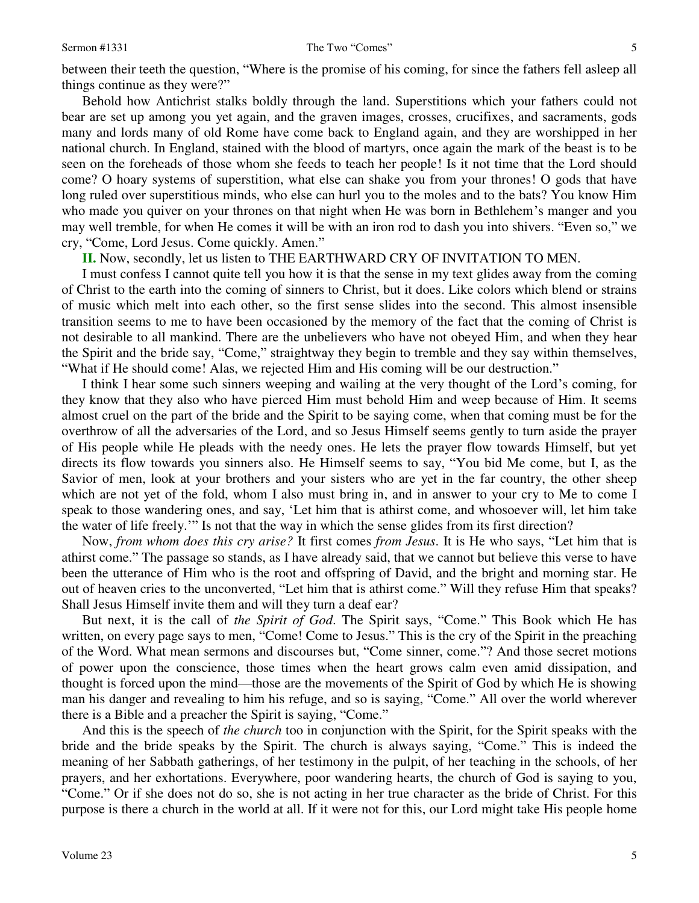between their teeth the question, "Where is the promise of his coming, for since the fathers fell asleep all things continue as they were?"

Behold how Antichrist stalks boldly through the land. Superstitions which your fathers could not bear are set up among you yet again, and the graven images, crosses, crucifixes, and sacraments, gods many and lords many of old Rome have come back to England again, and they are worshipped in her national church. In England, stained with the blood of martyrs, once again the mark of the beast is to be seen on the foreheads of those whom she feeds to teach her people! Is it not time that the Lord should come? O hoary systems of superstition, what else can shake you from your thrones! O gods that have long ruled over superstitious minds, who else can hurl you to the moles and to the bats? You know Him who made you quiver on your thrones on that night when He was born in Bethlehem's manger and you may well tremble, for when He comes it will be with an iron rod to dash you into shivers. "Even so," we cry, "Come, Lord Jesus. Come quickly. Amen."

**II.** Now, secondly, let us listen to THE EARTHWARD CRY OF INVITATION TO MEN.

I must confess I cannot quite tell you how it is that the sense in my text glides away from the coming of Christ to the earth into the coming of sinners to Christ, but it does. Like colors which blend or strains of music which melt into each other, so the first sense slides into the second. This almost insensible transition seems to me to have been occasioned by the memory of the fact that the coming of Christ is not desirable to all mankind. There are the unbelievers who have not obeyed Him, and when they hear the Spirit and the bride say, "Come," straightway they begin to tremble and they say within themselves, "What if He should come! Alas, we rejected Him and His coming will be our destruction."

I think I hear some such sinners weeping and wailing at the very thought of the Lord's coming, for they know that they also who have pierced Him must behold Him and weep because of Him. It seems almost cruel on the part of the bride and the Spirit to be saying come, when that coming must be for the overthrow of all the adversaries of the Lord, and so Jesus Himself seems gently to turn aside the prayer of His people while He pleads with the needy ones. He lets the prayer flow towards Himself, but yet directs its flow towards you sinners also. He Himself seems to say, "You bid Me come, but I, as the Savior of men, look at your brothers and your sisters who are yet in the far country, the other sheep which are not yet of the fold, whom I also must bring in, and in answer to your cry to Me to come I speak to those wandering ones, and say, 'Let him that is athirst come, and whosoever will, let him take the water of life freely.'" Is not that the way in which the sense glides from its first direction?

Now, *from whom does this cry arise?* It first comes *from Jesus*. It is He who says, "Let him that is athirst come." The passage so stands, as I have already said, that we cannot but believe this verse to have been the utterance of Him who is the root and offspring of David, and the bright and morning star. He out of heaven cries to the unconverted, "Let him that is athirst come." Will they refuse Him that speaks? Shall Jesus Himself invite them and will they turn a deaf ear?

But next, it is the call of *the Spirit of God*. The Spirit says, "Come." This Book which He has written, on every page says to men, "Come! Come to Jesus." This is the cry of the Spirit in the preaching of the Word. What mean sermons and discourses but, "Come sinner, come."? And those secret motions of power upon the conscience, those times when the heart grows calm even amid dissipation, and thought is forced upon the mind—those are the movements of the Spirit of God by which He is showing man his danger and revealing to him his refuge, and so is saying, "Come." All over the world wherever there is a Bible and a preacher the Spirit is saying, "Come."

And this is the speech of *the church* too in conjunction with the Spirit, for the Spirit speaks with the bride and the bride speaks by the Spirit. The church is always saying, "Come." This is indeed the meaning of her Sabbath gatherings, of her testimony in the pulpit, of her teaching in the schools, of her prayers, and her exhortations. Everywhere, poor wandering hearts, the church of God is saying to you, "Come." Or if she does not do so, she is not acting in her true character as the bride of Christ. For this purpose is there a church in the world at all. If it were not for this, our Lord might take His people home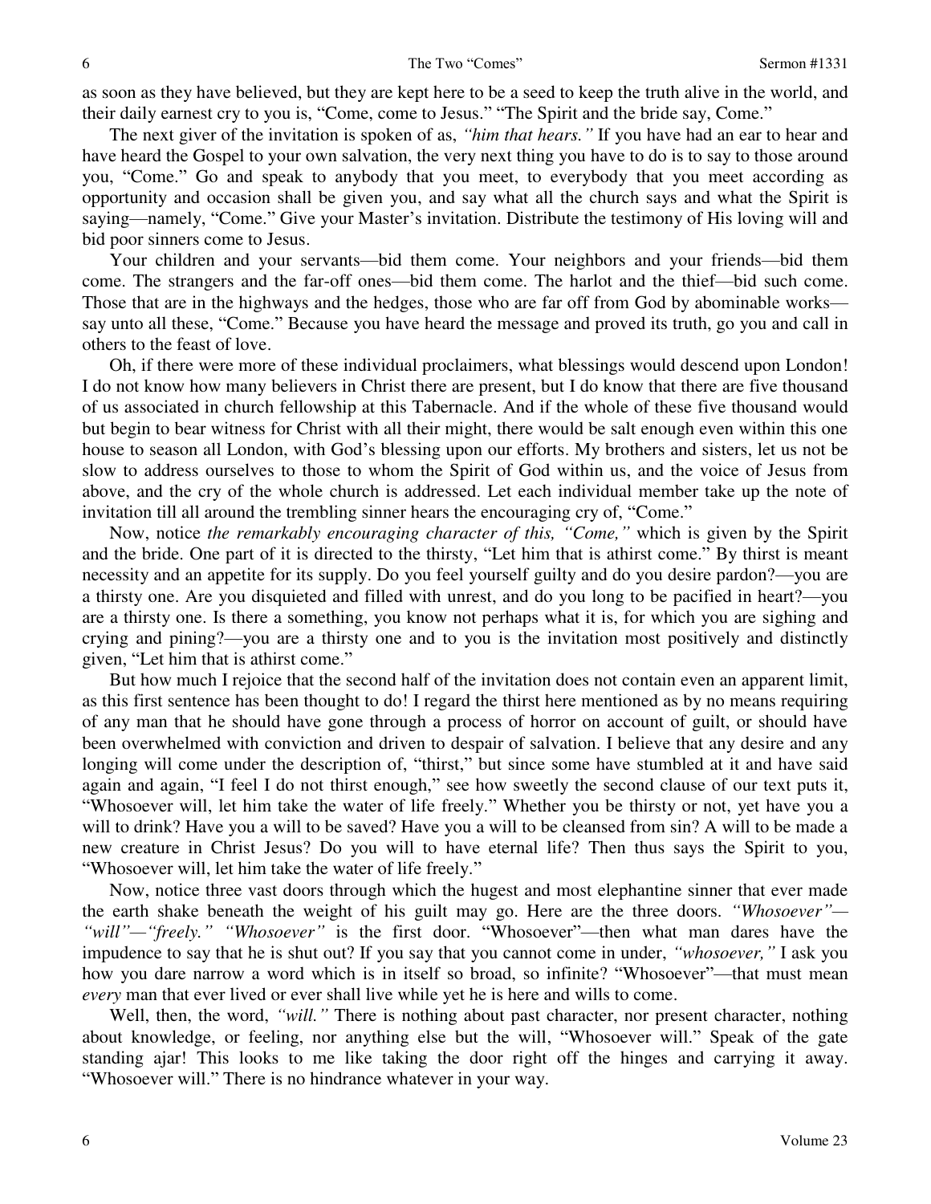as soon as they have believed, but they are kept here to be a seed to keep the truth alive in the world, and their daily earnest cry to you is, "Come, come to Jesus." "The Spirit and the bride say, Come."

The next giver of the invitation is spoken of as, *"him that hears."* If you have had an ear to hear and have heard the Gospel to your own salvation, the very next thing you have to do is to say to those around you, "Come." Go and speak to anybody that you meet, to everybody that you meet according as opportunity and occasion shall be given you, and say what all the church says and what the Spirit is saying—namely, "Come." Give your Master's invitation. Distribute the testimony of His loving will and bid poor sinners come to Jesus.

Your children and your servants—bid them come. Your neighbors and your friends—bid them come. The strangers and the far-off ones—bid them come. The harlot and the thief—bid such come. Those that are in the highways and the hedges, those who are far off from God by abominable works—say unto all these, "Come." Because you have heard the message and proved its truth, go you and call in others to the feast of love.

Oh, if there were more of these individual proclaimers, what blessings would descend upon London! I do not know how many believers in Christ there are present, but I do know that there are five thousand of us associated in church fellowship at this Tabernacle. And if the whole of these five thousand would but begin to bear witness for Christ with all their might, there would be salt enough even within this one house to season all London, with God's blessing upon our efforts. My brothers and sisters, let us not be slow to address ourselves to those to whom the Spirit of God within us, and the voice of Jesus from above, and the cry of the whole church is addressed. Let each individual member take up the note of invitation till all around the trembling sinner hears the encouraging cry of, "Come."

Now, notice *the remarkably encouraging character of this, "Come,"* which is given by the Spirit and the bride. One part of it is directed to the thirsty, "Let him that is athirst come." By thirst is meant necessity and an appetite for its supply. Do you feel yourself guilty and do you desire pardon?—you are a thirsty one. Are you disquieted and filled with unrest, and do you long to be pacified in heart?—you are a thirsty one. Is there a something, you know not perhaps what it is, for which you are sighing and crying and pining?—you are a thirsty one and to you is the invitation most positively and distinctly given, "Let him that is athirst come."

But how much I rejoice that the second half of the invitation does not contain even an apparent limit, as this first sentence has been thought to do! I regard the thirst here mentioned as by no means requiring of any man that he should have gone through a process of horror on account of guilt, or should have been overwhelmed with conviction and driven to despair of salvation. I believe that any desire and any longing will come under the description of, "thirst," but since some have stumbled at it and have said again and again, "I feel I do not thirst enough," see how sweetly the second clause of our text puts it, "Whosoever will, let him take the water of life freely." Whether you be thirsty or not, yet have you a will to drink? Have you a will to be saved? Have you a will to be cleansed from sin? A will to be made a new creature in Christ Jesus? Do you will to have eternal life? Then thus says the Spirit to you, "Whosoever will, let him take the water of life freely."

Now, notice three vast doors through which the hugest and most elephantine sinner that ever made the earth shake beneath the weight of his guilt may go. Here are the three doors. *"Whosoever"*—*"will"*—*"freely."* *"Whosoever"* is the first door. "Whosoever"—then what man dares have the impudence to say that he is shut out? If you say that you cannot come in under, *"whosoever,"* I ask you how you dare narrow a word which is in itself so broad, so infinite? "Whosoever"—that must mean *every* man that ever lived or ever shall live while yet he is here and wills to come.

Well, then, the word, *"will."* There is nothing about past character, nor present character, nothing about knowledge, or feeling, nor anything else but the will, "Whosoever will." Speak of the gate standing ajar! This looks to me like taking the door right off the hinges and carrying it away. "Whosoever will." There is no hindrance whatever in your way.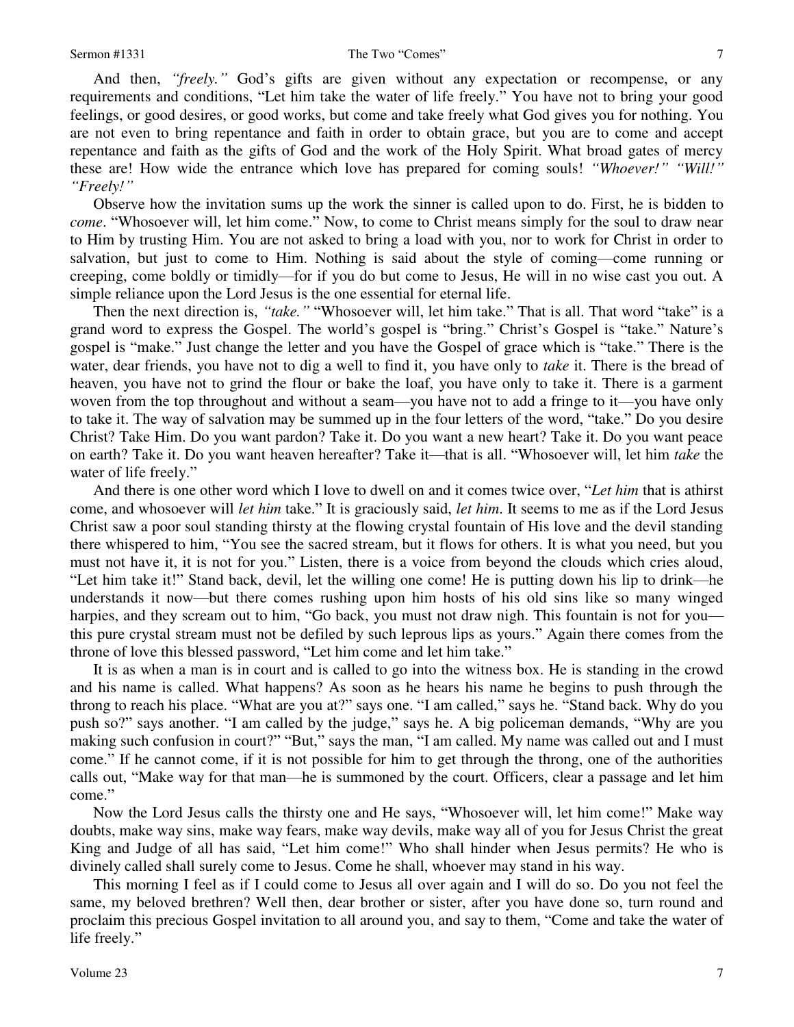And then, *"freely."* God's gifts are given without any expectation or recompense, or any requirements and conditions, "Let him take the water of life freely." You have not to bring your good feelings, or good desires, or good works, but come and take freely what God gives you for nothing. You are not even to bring repentance and faith in order to obtain grace, but you are to come and accept repentance and faith as the gifts of God and the work of the Holy Spirit. What broad gates of mercy these are! How wide the entrance which love has prepared for coming souls! *"Whoever!" "Will!" "Freely!"*

Observe how the invitation sums up the work the sinner is called upon to do. First, he is bidden to *come*. "Whosoever will, let him come." Now, to come to Christ means simply for the soul to draw near to Him by trusting Him. You are not asked to bring a load with you, nor to work for Christ in order to salvation, but just to come to Him. Nothing is said about the style of coming—come running or creeping, come boldly or timidly—for if you do but come to Jesus, He will in no wise cast you out. A simple reliance upon the Lord Jesus is the one essential for eternal life.

Then the next direction is, *"take."* "Whosoever will, let him take." That is all. That word "take" is a grand word to express the Gospel. The world's gospel is "bring." Christ's Gospel is "take." Nature's gospel is "make." Just change the letter and you have the Gospel of grace which is "take." There is the water, dear friends, you have not to dig a well to find it, you have only to *take* it. There is the bread of heaven, you have not to grind the flour or bake the loaf, you have only to take it. There is a garment woven from the top throughout and without a seam—you have not to add a fringe to it—you have only to take it. The way of salvation may be summed up in the four letters of the word, "take." Do you desire Christ? Take Him. Do you want pardon? Take it. Do you want a new heart? Take it. Do you want peace on earth? Take it. Do you want heaven hereafter? Take it—that is all. "Whosoever will, let him *take* the water of life freely."

And there is one other word which I love to dwell on and it comes twice over, "*Let him* that is athirst come, and whosoever will *let him* take." It is graciously said, *let him*. It seems to me as if the Lord Jesus Christ saw a poor soul standing thirsty at the flowing crystal fountain of His love and the devil standing there whispered to him, "You see the sacred stream, but it flows for others. It is what you need, but you must not have it, it is not for you." Listen, there is a voice from beyond the clouds which cries aloud, "Let him take it!" Stand back, devil, let the willing one come! He is putting down his lip to drink—he understands it now—but there comes rushing upon him hosts of his old sins like so many winged harpies, and they scream out to him, "Go back, you must not draw nigh. This fountain is not for you—this pure crystal stream must not be defiled by such leprous lips as yours." Again there comes from the throne of love this blessed password, "Let him come and let him take."

It is as when a man is in court and is called to go into the witness box. He is standing in the crowd and his name is called. What happens? As soon as he hears his name he begins to push through the throng to reach his place. "What are you at?" says one. "I am called," says he. "Stand back. Why do you push so?" says another. "I am called by the judge," says he. A big policeman demands, "Why are you making such confusion in court?" "But," says the man, "I am called. My name was called out and I must come." If he cannot come, if it is not possible for him to get through the throng, one of the authorities calls out, "Make way for that man—he is summoned by the court. Officers, clear a passage and let him come."

Now the Lord Jesus calls the thirsty one and He says, "Whosoever will, let him come!" Make way doubts, make way sins, make way fears, make way devils, make way all of you for Jesus Christ the great King and Judge of all has said, "Let him come!" Who shall hinder when Jesus permits? He who is divinely called shall surely come to Jesus. Come he shall, whoever may stand in his way.

This morning I feel as if I could come to Jesus all over again and I will do so. Do you not feel the same, my beloved brethren? Well then, dear brother or sister, after you have done so, turn round and proclaim this precious Gospel invitation to all around you, and say to them, "Come and take the water of life freely."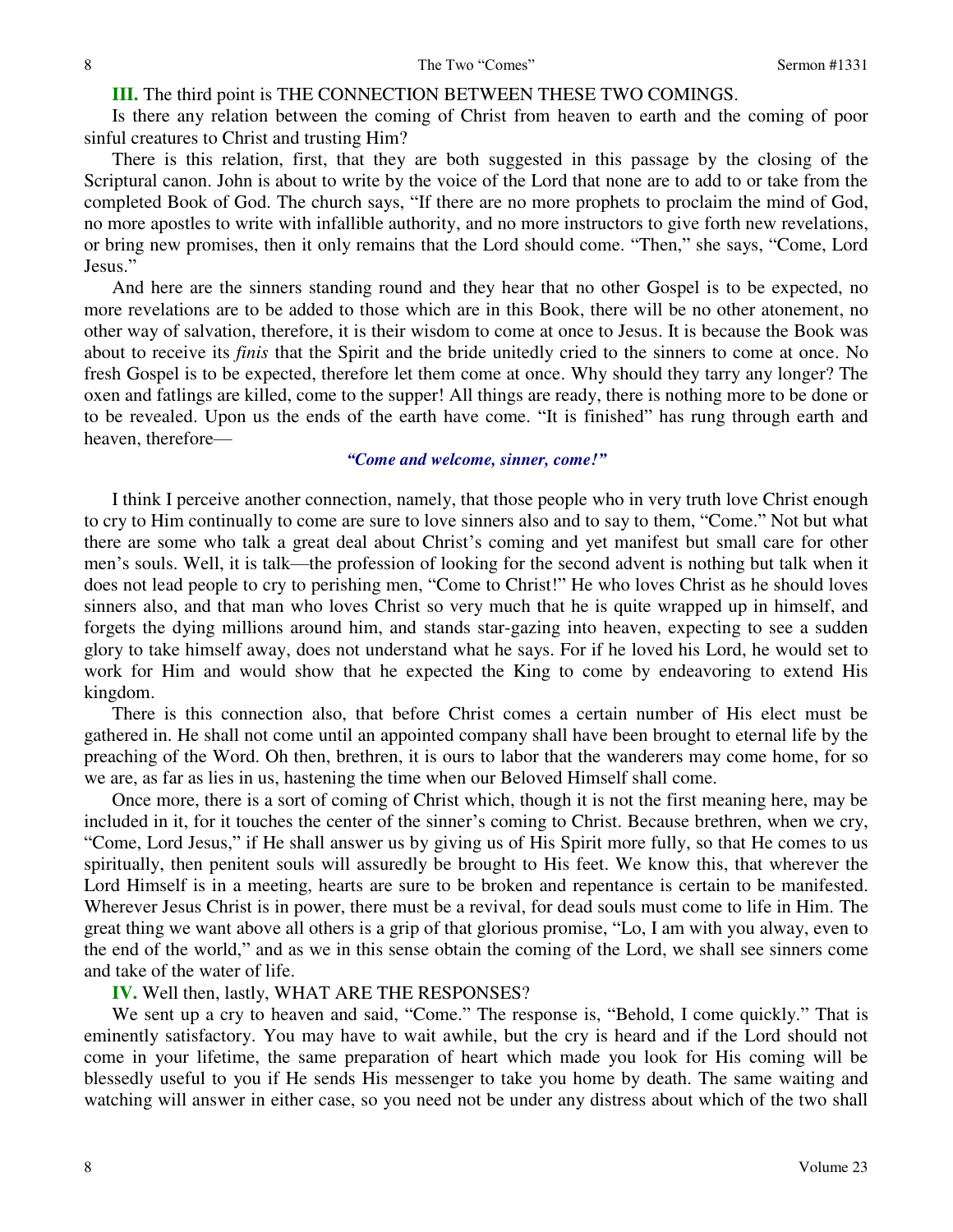**III.** The third point is THE CONNECTION BETWEEN THESE TWO COMINGS.

Is there any relation between the coming of Christ from heaven to earth and the coming of poor sinful creatures to Christ and trusting Him?

There is this relation, first, that they are both suggested in this passage by the closing of the Scriptural canon. John is about to write by the voice of the Lord that none are to add to or take from the completed Book of God. The church says, "If there are no more prophets to proclaim the mind of God, no more apostles to write with infallible authority, and no more instructors to give forth new revelations, or bring new promises, then it only remains that the Lord should come. "Then," she says, "Come, Lord Jesus."

And here are the sinners standing round and they hear that no other Gospel is to be expected, no more revelations are to be added to those which are in this Book, there will be no other atonement, no other way of salvation, therefore, it is their wisdom to come at once to Jesus. It is because the Book was about to receive its *finis* that the Spirit and the bride unitedly cried to the sinners to come at once. No fresh Gospel is to be expected, therefore let them come at once. Why should they tarry any longer? The oxen and fatlings are killed, come to the supper! All things are ready, there is nothing more to be done or to be revealed. Upon us the ends of the earth have come. "It is finished" has rung through earth and heaven, therefore—

*"Come and welcome, sinner, come!"*

I think I perceive another connection, namely, that those people who in very truth love Christ enough to cry to Him continually to come are sure to love sinners also and to say to them, "Come." Not but what there are some who talk a great deal about Christ's coming and yet manifest but small care for other men's souls. Well, it is talk—the profession of looking for the second advent is nothing but talk when it does not lead people to cry to perishing men, "Come to Christ!" He who loves Christ as he should loves sinners also, and that man who loves Christ so very much that he is quite wrapped up in himself, and forgets the dying millions around him, and stands star-gazing into heaven, expecting to see a sudden glory to take himself away, does not understand what he says. For if he loved his Lord, he would set to work for Him and would show that he expected the King to come by endeavoring to extend His kingdom.

There is this connection also, that before Christ comes a certain number of His elect must be gathered in. He shall not come until an appointed company shall have been brought to eternal life by the preaching of the Word. Oh then, brethren, it is ours to labor that the wanderers may come home, for so we are, as far as lies in us, hastening the time when our Beloved Himself shall come.

Once more, there is a sort of coming of Christ which, though it is not the first meaning here, may be included in it, for it touches the center of the sinner's coming to Christ. Because brethren, when we cry, "Come, Lord Jesus," if He shall answer us by giving us of His Spirit more fully, so that He comes to us spiritually, then penitent souls will assuredly be brought to His feet. We know this, that wherever the Lord Himself is in a meeting, hearts are sure to be broken and repentance is certain to be manifested. Wherever Jesus Christ is in power, there must be a revival, for dead souls must come to life in Him. The great thing we want above all others is a grip of that glorious promise, "Lo, I am with you alway, even to the end of the world," and as we in this sense obtain the coming of the Lord, we shall see sinners come and take of the water of life.

**IV.** Well then, lastly, WHAT ARE THE RESPONSES?

We sent up a cry to heaven and said, "Come." The response is, "Behold, I come quickly." That is eminently satisfactory. You may have to wait awhile, but the cry is heard and if the Lord should not come in your lifetime, the same preparation of heart which made you look for His coming will be blessedly useful to you if He sends His messenger to take you home by death. The same waiting and watching will answer in either case, so you need not be under any distress about which of the two shall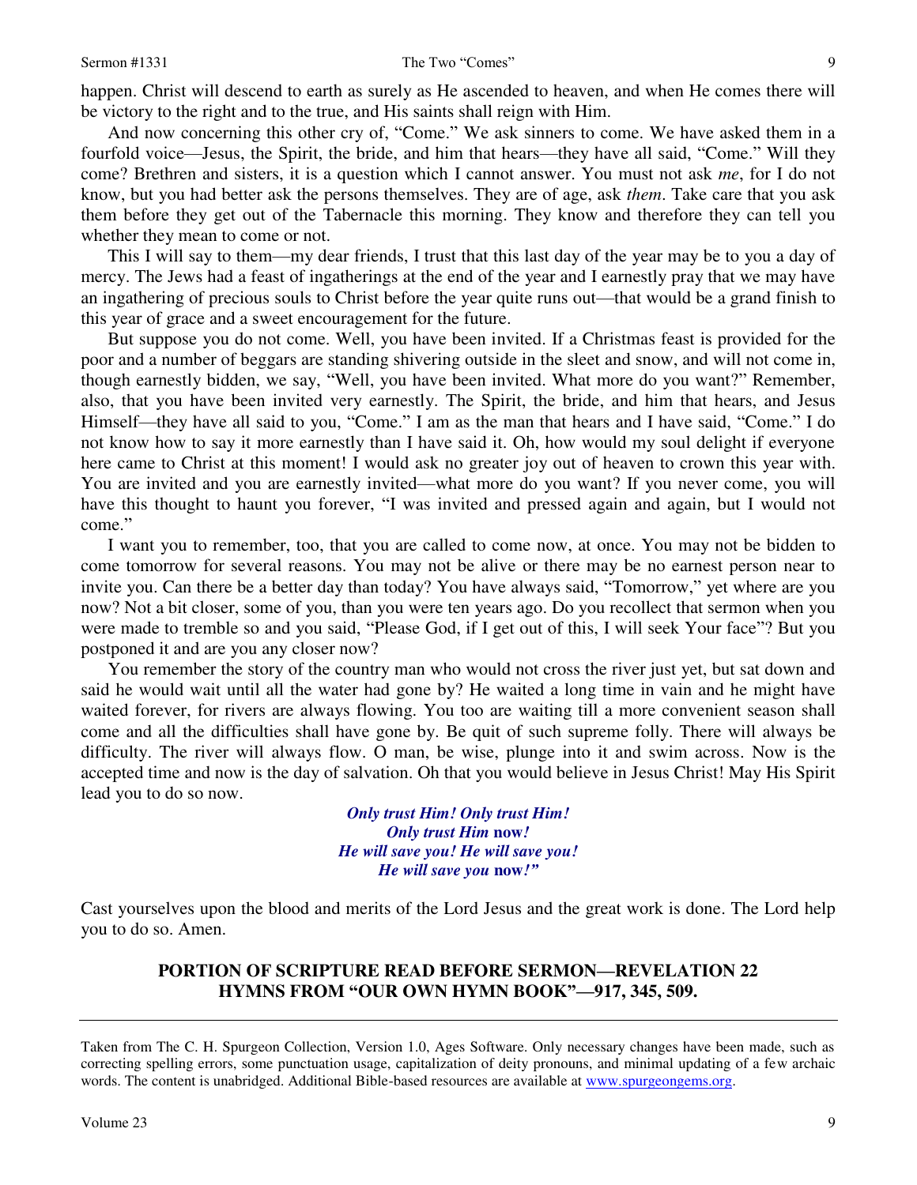happen. Christ will descend to earth as surely as He ascended to heaven, and when He comes there will be victory to the right and to the true, and His saints shall reign with Him.

And now concerning this other cry of, "Come." We ask sinners to come. We have asked them in a fourfold voice—Jesus, the Spirit, the bride, and him that hears—they have all said, "Come." Will they come? Brethren and sisters, it is a question which I cannot answer. You must not ask *me*, for I do not know, but you had better ask the persons themselves. They are of age, ask *them*. Take care that you ask them before they get out of the Tabernacle this morning. They know and therefore they can tell you whether they mean to come or not.

This I will say to them—my dear friends, I trust that this last day of the year may be to you a day of mercy. The Jews had a feast of ingatherings at the end of the year and I earnestly pray that we may have an ingathering of precious souls to Christ before the year quite runs out—that would be a grand finish to this year of grace and a sweet encouragement for the future.

But suppose you do not come. Well, you have been invited. If a Christmas feast is provided for the poor and a number of beggars are standing shivering outside in the sleet and snow, and will not come in, though earnestly bidden, we say, "Well, you have been invited. What more do you want?" Remember, also, that you have been invited very earnestly. The Spirit, the bride, and him that hears, and Jesus Himself—they have all said to you, "Come." I am as the man that hears and I have said, "Come." I do not know how to say it more earnestly than I have said it. Oh, how would my soul delight if everyone here came to Christ at this moment! I would ask no greater joy out of heaven to crown this year with. You are invited and you are earnestly invited—what more do you want? If you never come, you will have this thought to haunt you forever, "I was invited and pressed again and again, but I would not come."

I want you to remember, too, that you are called to come now, at once. You may not be bidden to come tomorrow for several reasons. You may not be alive or there may be no earnest person near to invite you. Can there be a better day than today? You have always said, "Tomorrow," yet where are you now? Not a bit closer, some of you, than you were ten years ago. Do you recollect that sermon when you were made to tremble so and you said, "Please God, if I get out of this, I will seek Your face"? But you postponed it and are you any closer now?

You remember the story of the country man who would not cross the river just yet, but sat down and said he would wait until all the water had gone by? He waited a long time in vain and he might have waited forever, for rivers are always flowing. You too are waiting till a more convenient season shall come and all the difficulties shall have gone by. Be quit of such supreme folly. There will always be difficulty. The river will always flow. O man, be wise, plunge into it and swim across. Now is the accepted time and now is the day of salvation. Oh that you would believe in Jesus Christ! May His Spirit lead you to do so now.

*Only trust Him! Only trust Him!*
*Only trust Him* **now***!*
*He will save you! He will save you!*
*He will save you* **now***!"*

Cast yourselves upon the blood and merits of the Lord Jesus and the great work is done. The Lord help you to do so. Amen.

**PORTION OF SCRIPTURE READ BEFORE SERMON—REVELATION 22**
**HYMNS FROM "OUR OWN HYMN BOOK"—917, 345, 509.**

---

Taken from The C. H. Spurgeon Collection, Version 1.0, Ages Software. Only necessary changes have been made, such as correcting spelling errors, some punctuation usage, capitalization of deity pronouns, and minimal updating of a few archaic words. The content is unabridged. Additional Bible-based resources are available at www.spurgeongems.org.